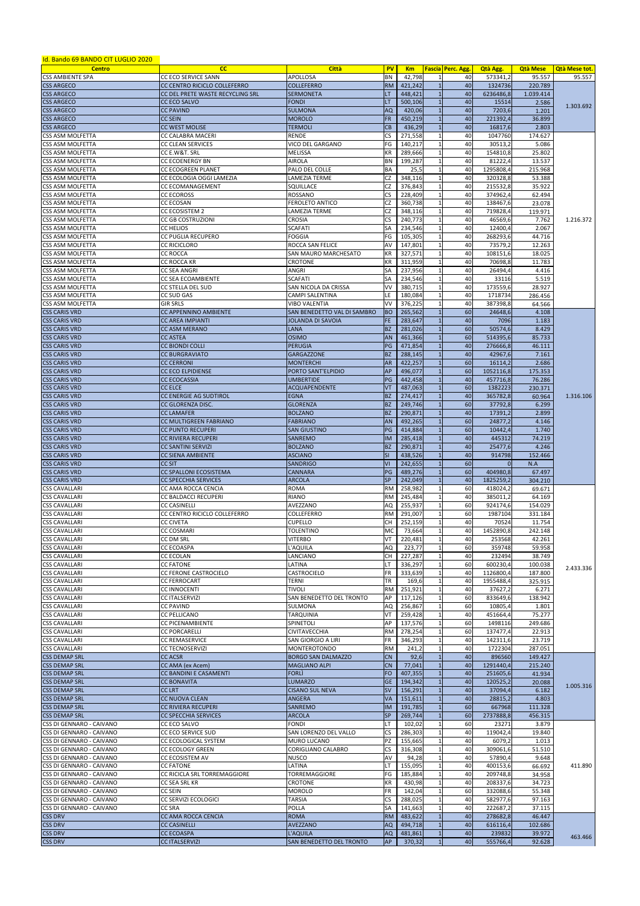Id. Bando 69 BANDO CIT LUGLIO 2020

| Centro | CC | Città | PV | Km | Fascia | Perc. Agg. | Qtà Agg. | Qtà Mese | Qtà Mese tot. |
|---|---|---|---|---|---|---|---|---|---|
| CSS AMBIENTE SPA | CC ECO SERVICE SANN | APOLLOSA | BN | 42,798 | 1 | 40 | 573341,2 | 95.557 | 95.557 |
| CSS ARGECO | CC CENTRO RICICLO COLLEFERRO | COLLEFERRO | RM | 421,242 | 1 | 40 | 1324736 | 220.789 | 1.303.692 |
| CSS ARGECO | CC DEL PRETE WASTE RECYCLING SRL | SERMONETA | LT | 448,421 | 1 | 40 | 6236486,8 | 1.039.414 | |
| CSS ARGECO | CC ECO SALVO | FONDI | LT | 500,106 | 1 | 40 | 15514 | 2.586 | |
| CSS ARGECO | CC PAVIND | SULMONA | AQ | 420,06 | 1 | 40 | 7203,6 | 1.201 | |
| CSS ARGECO | CC SEIN | MOROLO | FR | 450,219 | 1 | 40 | 221392,4 | 36.899 | |
| CSS ARGECO | CC WEST MOLISE | TERMOLI | CB | 436,29 | 1 | 40 | 16817,6 | 2.803 | |
| CSS ASM MOLFETTA | CC CALABRA MACERI | RENDE | CS | 271,558 | 1 | 40 | 1047760 | 174.627 | 1.216.372 |
| CSS ASM MOLFETTA | CC CLEAN SERVICES | VICO DEL GARGANO | FG | 140,217 | 1 | 40 | 30513,2 | 5.086 | |
| CSS ASM MOLFETTA | CC E.W&T. SRL | MELISSA | KR | 289,666 | 1 | 40 | 154810,8 | 25.802 | |
| CSS ASM MOLFETTA | CC ECOENERGY BN | AIROLA | BN | 199,287 | 1 | 40 | 81222,4 | 13.537 | |
| CSS ASM MOLFETTA | CC ECOGREEN PLANET | PALO DEL COLLE | BA | 25,5 | 1 | 40 | 1295808,4 | 215.968 | |
| CSS ASM MOLFETTA | CC ECOLOGIA OGGI LAMEZIA | LAMEZIA TERME | CZ | 348,116 | 1 | 40 | 320328,8 | 53.388 | |
| CSS ASM MOLFETTA | CC ECOMANAGEMENT | SQUILLACE | CZ | 376,843 | 1 | 40 | 215532,8 | 35.922 | |
| CSS ASM MOLFETTA | CC ECOROSS | ROSSANO | CS | 228,409 | 1 | 40 | 374962,4 | 62.494 | |
| CSS ASM MOLFETTA | CC ECOSAN | FEROLETO ANTICO | CZ | 360,738 | 1 | 40 | 138467,6 | 23.078 | |
| CSS ASM MOLFETTA | CC ECOSISTEM 2 | LAMEZIA TERME | CZ | 348,116 | 1 | 40 | 719828,4 | 119.971 | |
| CSS ASM MOLFETTA | CC GB COSTRUZIONI | CROSIA | CS | 240,773 | 1 | 40 | 46569,6 | 7.762 | |
| CSS ASM MOLFETTA | CC HELIOS | SCAFATI | SA | 234,546 | 1 | 40 | 12400,4 | 2.067 | |
| CSS ASM MOLFETTA | CC PUGLIA RECUPERO | FOGGIA | FG | 105,305 | 1 | 40 | 268293,6 | 44.716 | |
| CSS ASM MOLFETTA | CC RICICLORO | ROCCA SAN FELICE | AV | 147,801 | 1 | 40 | 73579,2 | 12.263 | |
| CSS ASM MOLFETTA | CC ROCCA | SAN MAURO MARCHESATO | KR | 327,571 | 1 | 40 | 108151,6 | 18.025 | |
| CSS ASM MOLFETTA | CC ROCCA KR | CROTONE | KR | 311,959 | 1 | 40 | 70698,8 | 11.783 | |
| CSS ASM MOLFETTA | CC SEA ANGRI | ANGRI | SA | 237,956 | 1 | 40 | 26494,4 | 4.416 | |
| CSS ASM MOLFETTA | CC SEA ECOAMBIENTE | SCAFATI | SA | 234,546 | 1 | 40 | 33116 | 5.519 | |
| CSS ASM MOLFETTA | CC STELLA DEL SUD | SAN NICOLA DA CRISSA | VV | 380,715 | 1 | 40 | 173559,6 | 28.927 | |
| CSS ASM MOLFETTA | CC SUD GAS | CAMPI SALENTINA | LE | 180,084 | 1 | 40 | 1718734 | 286.456 | |
| CSS ASM MOLFETTA | GIR SRLS | VIBO VALENTIA | VV | 376,225 | 1 | 40 | 387398,8 | 64.566 | |
| CSS CARIS VRD | CC APPENNINO AMBIENTE | SAN BENEDETTO VAL DI SAMBRO | BO | 265,562 | 1 | 60 | 24648,6 | 4.108 | 1.316.106 |
| CSS CARIS VRD | CC AREA IMPIANTI | JOLANDA DI SAVOIA | FE | 283,647 | 1 | 40 | 7096 | 1.183 | |
| CSS CARIS VRD | CC ASM MERANO | LANA | BZ | 281,026 | 1 | 60 | 50574,6 | 8.429 | |
| CSS CARIS VRD | CC ASTEA | OSIMO | AN | 461,366 | 1 | 60 | 514395,6 | 85.733 | |
| CSS CARIS VRD | CC BIONDI COLLI | PERUGIA | PG | 471,854 | 1 | 60 | 276666,8 | 46.111 | |
| CSS CARIS VRD | CC BURGRAVIATO | GARGAZZONE | BZ | 288,145 | 1 | 40 | 42967,6 | 7.161 | |
| CSS CARIS VRD | CC CERRONI | MONTERCHI | AR | 422,257 | 1 | 60 | 16114,2 | 2.686 | |
| CSS CARIS VRD | CC ECO ELPIDIENSE | PORTO SANT'ELPIDIO | AP | 496,077 | 1 | 60 | 1052116,8 | 175.353 | |
| CSS CARIS VRD | CC ECOCASSIA | UMBERTIDE | PG | 442,458 | 1 | 40 | 457716,8 | 76.286 | |
| CSS CARIS VRD | CC ELCE | ACQUAPENDENTE | VT | 487,063 | 1 | 60 | 1382223 | 230.371 | |
| CSS CARIS VRD | CC ENERGIE AG SUDTIROL | EGNA | BZ | 274,417 | 1 | 40 | 365782,8 | 60.964 | |
| CSS CARIS VRD | CC GLORENZA DISC. | GLORENZA | BZ | 249,746 | 1 | 60 | 37792,8 | 6.299 | |
| CSS CARIS VRD | CC LAMAFER | BOLZANO | BZ | 290,871 | 1 | 40 | 17391,2 | 2.899 | |
| CSS CARIS VRD | CC MULTIGREEN FABRIANO | FABRIANO | AN | 492,265 | 1 | 60 | 24877,2 | 4.146 | |
| CSS CARIS VRD | CC PUNTO RECUPERI | SAN GIUSTINO | PG | 414,884 | 1 | 60 | 10442,4 | 1.740 | |
| CSS CARIS VRD | CC RIVIERA RECUPERI | SANREMO | IM | 285,418 | 1 | 40 | 445312 | 74.219 | |
| CSS CARIS VRD | CC SANTINI SERVIZI | BOLZANO | BZ | 290,871 | 1 | 40 | 25477,6 | 4.246 | |
| CSS CARIS VRD | CC SIENA AMBIENTE | ASCIANO | SI | 438,526 | 1 | 40 | 914798 | 152.466 | |
| CSS CARIS VRD | CC SIT | SANDRIGO | VI | 242,655 | 1 | 60 | 0 | N.A | |
| CSS CARIS VRD | CC SPALLONI ECOSISTEMA | CANNARA | PG | 489,276 | 1 | 60 | 404980,8 | 67.497 | |
| CSS CARIS VRD | CC SPECCHIA SERVICES | ARCOLA | SP | 242,049 | 1 | 40 | 1825259,2 | 304.210 | |
| CSS CAVALLARI | CC AMA ROCCA CENCIA | ROMA | RM | 258,982 | 1 | 60 | 418024,2 | 69.671 | 2.433.336 |
| CSS CAVALLARI | CC BALDACCI RECUPERI | RIANO | RM | 245,484 | 1 | 40 | 385011,2 | 64.169 | |
| CSS CAVALLARI | CC CASINELLI | AVEZZANO | AQ | 255,937 | 1 | 60 | 924174,6 | 154.029 | |
| CSS CAVALLARI | CC CENTRO RICICLO COLLEFERRO | COLLEFERRO | RM | 291,007 | 1 | 60 | 1987104 | 331.184 | |
| CSS CAVALLARI | CC CIVETA | CUPELLO | CH | 252,159 | 1 | 40 | 70524 | 11.754 | |
| CSS CAVALLARI | CC COSMARI | TOLENTINO | MC | 73,664 | 1 | 40 | 1452890,8 | 242.148 | |
| CSS CAVALLARI | CC DM SRL | VITERBO | VT | 220,481 | 1 | 40 | 253568 | 42.261 | |
| CSS CAVALLARI | CC ECOASPA | L'AQUILA | AQ | 223,77 | 1 | 60 | 359748 | 59.958 | |
| CSS CAVALLARI | CC ECOLAN | LANCIANO | CH | 227,287 | 1 | 40 | 232494 | 38.749 | |
| CSS CAVALLARI | CC FATONE | LATINA | LT | 336,297 | 1 | 60 | 600230,4 | 100.038 | |
| CSS CAVALLARI | CC FERONE CASTROCIELO | CASTROCIELO | FR | 333,639 | 1 | 40 | 1126800,4 | 187.800 | |
| CSS CAVALLARI | CC FERROCART | TERNI | TR | 169,6 | 1 | 40 | 1955488,4 | 325.915 | |
| CSS CAVALLARI | CC INNOCENTI | TIVOLI | RM | 251,921 | 1 | 40 | 37627,2 | 6.271 | |
| CSS CAVALLARI | CC ITALSERVIZI | SAN BENEDETTO DEL TRONTO | AP | 117,126 | 1 | 60 | 833649,6 | 138.942 | |
| CSS CAVALLARI | CC PAVIND | SULMONA | AQ | 256,867 | 1 | 60 | 10805,4 | 1.801 | |
| CSS CAVALLARI | CC PELLICANO | TARQUINIA | VT | 259,428 | 1 | 40 | 451664,4 | 75.277 | |
| CSS CAVALLARI | CC PICENAMBIENTE | SPINETOLI | AP | 137,576 | 1 | 60 | 1498116 | 249.686 | |
| CSS CAVALLARI | CC PORCARELLI | CIVITAVECCHIA | RM | 278,254 | 1 | 60 | 137477,4 | 22.913 | |
| CSS CAVALLARI | CC REMASERVICE | SAN GIORGIO A LIRI | FR | 346,293 | 1 | 40 | 142311,6 | 23.719 | |
| CSS CAVALLARI | CC TECNOSERVIZI | MONTEROTONDO | RM | 241,2 | 1 | 40 | 1722304 | 287.051 | |
| CSS DEMAP SRL | CC ACSR | BORGO SAN DALMAZZO | CN | 92,6 | 1 | 40 | 896560 | 149.427 | 1.005.316 |
| CSS DEMAP SRL | CC AMA (ex Acem) | MAGLIANO ALPI | CN | 77,041 | 1 | 40 | 1291440,4 | 215.240 | |
| CSS DEMAP SRL | CC BANDINI E CASAMENTI | FORLÌ | FO | 407,355 | 1 | 40 | 251605,6 | 41.934 | |
| CSS DEMAP SRL | CC BONAVITA | LUMARZO | GE | 194,342 | 1 | 40 | 120525,2 | 20.088 | |
| CSS DEMAP SRL | CC LRT | CISANO SUL NEVA | SV | 156,291 | 1 | 40 | 37094,4 | 6.182 | |
| CSS DEMAP SRL | CC NUOVA CLEAN | ANGERA | VA | 151,611 | 1 | 40 | 28815,2 | 4.803 | |
| CSS DEMAP SRL | CC RIVIERA RECUPERI | SANREMO | IM | 191,785 | 1 | 60 | 667968 | 111.328 | |
| CSS DEMAP SRL | CC SPECCHIA SERVICES | ARCOLA | SP | 269,744 | 1 | 60 | 2737888,8 | 456.315 | |
| CSS DI GENNARO - CAIVANO | CC ECO SALVO | FONDI | LT | 102,02 | 1 | 60 | 23271 | 3.879 | 411.890 |
| CSS DI GENNARO - CAIVANO | CC ECO SERVICE SUD | SAN LORENZO DEL VALLO | CS | 286,303 | 1 | 40 | 119042,4 | 19.840 | |
| CSS DI GENNARO - CAIVANO | CC ECOLOGICAL SYSTEM | MURO LUCANO | PZ | 155,665 | 1 | 40 | 6079,2 | 1.013 | |
| CSS DI GENNARO - CAIVANO | CC ECOLOGY GREEN | CORIGLIANO CALABRO | CS | 316,308 | 1 | 40 | 309061,6 | 51.510 | |
| CSS DI GENNARO - CAIVANO | CC ECOSISTEM AV | NUSCO | AV | 94,28 | 1 | 40 | 57890,4 | 9.648 | |
| CSS DI GENNARO - CAIVANO | CC FATONE | LATINA | LT | 155,095 | 1 | 40 | 400153,6 | 66.692 | |
| CSS DI GENNARO - CAIVANO | CC RICICLA SRL TORREMAGGIORE | TORREMAGGIORE | FG | 185,884 | 1 | 40 | 209748,8 | 34.958 | |
| CSS DI GENNARO - CAIVANO | CC SEA SRL KR | CROTONE | KR | 430,98 | 1 | 40 | 208337,6 | 34.723 | |
| CSS DI GENNARO - CAIVANO | CC SEIN | MOROLO | FR | 142,04 | 1 | 60 | 332088,6 | 55.348 | |
| CSS DI GENNARO - CAIVANO | CC SERVIZI ECOLOGICI | TARSIA | CS | 288,025 | 1 | 40 | 582977,6 | 97.163 | |
| CSS DI GENNARO - CAIVANO | CC SRA | POLLA | SA | 141,663 | 1 | 40 | 222687,2 | 37.115 | |
| CSS DRV | CC AMA ROCCA CENCIA | ROMA | RM | 483,622 | 1 | 40 | 278682,8 | 46.447 | 463.466 |
| CSS DRV | CC CASINELLI | AVEZZANO | AQ | 494,718 | 1 | 40 | 616116,4 | 102.686 | |
| CSS DRV | CC ECOASPA | L'AQUILA | AQ | 481,861 | 1 | 40 | 239832 | 39.972 | |
| CSS DRV | CC ITALSERVIZI | SAN BENEDETTO DEL TRONTO | AP | 370,32 | 1 | 40 | 555766,4 | 92.628 | |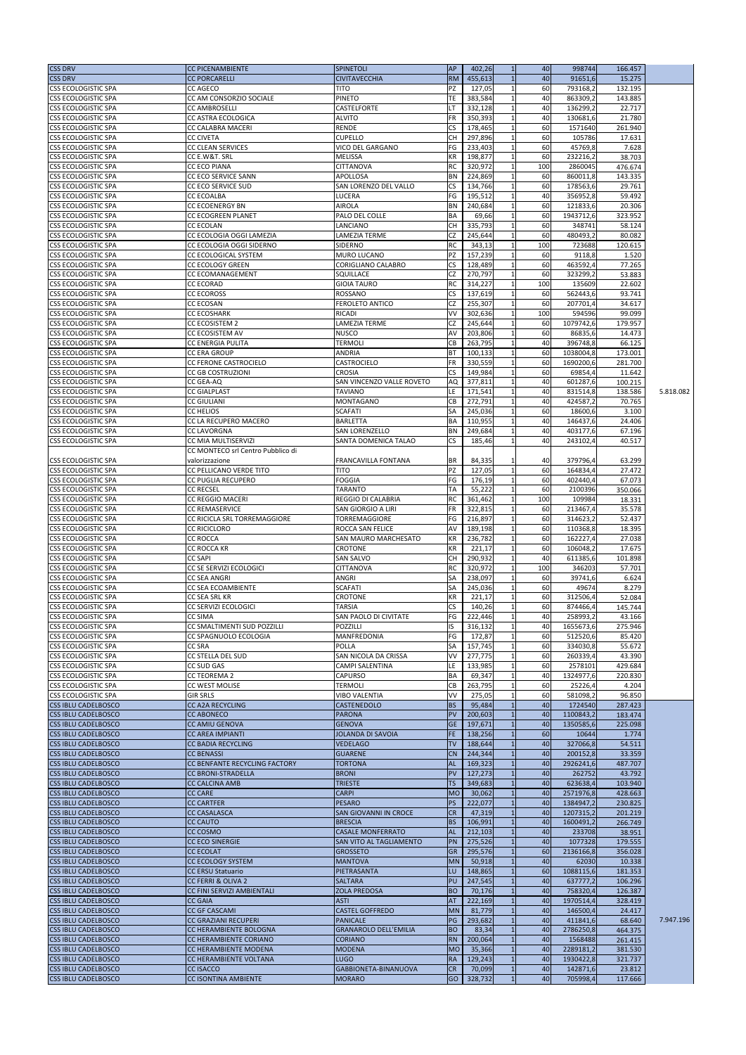| | | | | | | | | | |
|---|---|---|---|---|---|---|---|---|---|
| CSS DRV | CC PICENAMBIENTE | SPINETOLI | AP | 402,26 | 1 | 40 | 998744 | 166.457 | |
| CSS DRV | CC PORCARELLI | CIVITAVECCHIA | RM | 455,613 | 1 | 40 | 91651,6 | 15.275 | |
| CSS ECOLOGISTIC SPA | CC AGECO | TITO | PZ | 127,05 | 1 | 60 | 793168,2 | 132.195 | |
| CSS ECOLOGISTIC SPA | CC AM CONSORZIO SOCIALE | PINETO | TE | 383,584 | 1 | 40 | 863309,2 | 143.885 | |
| CSS ECOLOGISTIC SPA | CC AMBROSELLI | CASTELFORTE | LT | 332,128 | 1 | 40 | 136299,2 | 22.717 | |
| CSS ECOLOGISTIC SPA | CC ASTRA ECOLOGICA | ALVITO | FR | 350,393 | 1 | 40 | 130681,6 | 21.780 | |
| CSS ECOLOGISTIC SPA | CC CALABRA MACERI | RENDE | CS | 178,465 | 1 | 60 | 1571640 | 261.940 | |
| CSS ECOLOGISTIC SPA | CC CIVETA | CUPELLO | CH | 297,896 | 1 | 60 | 105786 | 17.631 | |
| CSS ECOLOGISTIC SPA | CC CLEAN SERVICES | VICO DEL GARGANO | FG | 233,403 | 1 | 60 | 45769,8 | 7.628 | |
| CSS ECOLOGISTIC SPA | CC E.W&T. SRL | MELISSA | KR | 198,877 | 1 | 60 | 232216,2 | 38.703 | |
| CSS ECOLOGISTIC SPA | CC ECO PIANA | CITTANOVA | RC | 320,972 | 1 | 100 | 2860045 | 476.674 | |
| CSS ECOLOGISTIC SPA | CC ECO SERVICE SANN | APOLLOSA | BN | 224,869 | 1 | 60 | 860011,8 | 143.335 | |
| CSS ECOLOGISTIC SPA | CC ECO SERVICE SUD | SAN LORENZO DEL VALLO | CS | 134,766 | 1 | 60 | 178563,6 | 29.761 | |
| CSS ECOLOGISTIC SPA | CC ECOALBA | LUCERA | FG | 195,512 | 1 | 40 | 356952,8 | 59.492 | |
| CSS ECOLOGISTIC SPA | CC ECOENERGY BN | AIROLA | BN | 240,684 | 1 | 60 | 121833,6 | 20.306 | |
| CSS ECOLOGISTIC SPA | CC ECOGREEN PLANET | PALO DEL COLLE | BA | 69,66 | 1 | 60 | 1943712,6 | 323.952 | |
| CSS ECOLOGISTIC SPA | CC ECOLAN | LANCIANO | CH | 335,793 | 1 | 60 | 348741 | 58.124 | |
| CSS ECOLOGISTIC SPA | CC ECOLOGIA OGGI LAMEZIA | LAMEZIA TERME | CZ | 245,644 | 1 | 60 | 480493,2 | 80.082 | |
| CSS ECOLOGISTIC SPA | CC ECOLOGIA OGGI SIDERNO | SIDERNO | RC | 343,13 | 1 | 100 | 723688 | 120.615 | |
| CSS ECOLOGISTIC SPA | CC ECOLOGICAL SYSTEM | MURO LUCANO | PZ | 157,239 | 1 | 60 | 9118,8 | 1.520 | |
| CSS ECOLOGISTIC SPA | CC ECOLOGY GREEN | CORIGLIANO CALABRO | CS | 128,489 | 1 | 60 | 463592,4 | 77.265 | |
| CSS ECOLOGISTIC SPA | CC ECOMANAGEMENT | SQUILLACE | CZ | 270,797 | 1 | 60 | 323299,2 | 53.883 | |
| CSS ECOLOGISTIC SPA | CC ECORAD | GIOIA TAURO | RC | 314,227 | 1 | 100 | 135609 | 22.602 | |
| CSS ECOLOGISTIC SPA | CC ECOROSS | ROSSANO | CS | 137,619 | 1 | 60 | 562443,6 | 93.741 | |
| CSS ECOLOGISTIC SPA | CC ECOSAN | FEROLETO ANTICO | CZ | 255,307 | 1 | 60 | 207701,4 | 34.617 | |
| CSS ECOLOGISTIC SPA | CC ECOSHARK | RICADI | VV | 302,636 | 1 | 100 | 594596 | 99.099 | |
| CSS ECOLOGISTIC SPA | CC ECOSISTEM 2 | LAMEZIA TERME | CZ | 245,644 | 1 | 60 | 1079742,6 | 179.957 | |
| CSS ECOLOGISTIC SPA | CC ECOSISTEM AV | NUSCO | AV | 203,806 | 1 | 60 | 86835,6 | 14.473 | |
| CSS ECOLOGISTIC SPA | CC ENERGIA PULITA | TERMOLI | CB | 263,795 | 1 | 40 | 396748,8 | 66.125 | |
| CSS ECOLOGISTIC SPA | CC ERA GROUP | ANDRIA | BT | 100,133 | 1 | 60 | 1038004,8 | 173.001 | |
| CSS ECOLOGISTIC SPA | CC FERONE CASTROCIELO | CASTROCIELO | FR | 330,559 | 1 | 60 | 1690200,6 | 281.700 | |
| CSS ECOLOGISTIC SPA | CC GB COSTRUZIONI | CROSIA | CS | 149,984 | 1 | 60 | 69854,4 | 11.642 | |
| CSS ECOLOGISTIC SPA | CC GEA-AQ | SAN VINCENZO VALLE ROVETO | AQ | 377,811 | 1 | 40 | 601287,6 | 100.215 | |
| CSS ECOLOGISTIC SPA | CC GIALPLAST | TAVIANO | LE | 171,541 | 1 | 40 | 831514,8 | 138.586 | 5.818.082 |
| CSS ECOLOGISTIC SPA | CC GIULIANI | MONTAGANO | CB | 272,791 | 1 | 40 | 424587,2 | 70.765 | |
| CSS ECOLOGISTIC SPA | CC HELIOS | SCAFATI | SA | 245,036 | 1 | 60 | 18600,6 | 3.100 | |
| CSS ECOLOGISTIC SPA | CC LA RECUPERO MACERO | BARLETTA | BA | 110,955 | 1 | 40 | 146437,6 | 24.406 | |
| CSS ECOLOGISTIC SPA | CC LAVORGNA | SAN LORENZELLO | BN | 249,684 | 1 | 40 | 403177,6 | 67.196 | |
| CSS ECOLOGISTIC SPA | CC MIA MULTISERVIZI | SANTA DOMENICA TALAO | CS | 185,46 | 1 | 40 | 243102,4 | 40.517 | |
| CSS ECOLOGISTIC SPA | CC MONTECO srl Centro Pubblico di valorizzazione | FRANCAVILLA FONTANA | BR | 84,335 | 1 | 40 | 379796,4 | 63.299 | |
| CSS ECOLOGISTIC SPA | CC PELLICANO VERDE TITO | TITO | PZ | 127,05 | 1 | 60 | 164834,4 | 27.472 | |
| CSS ECOLOGISTIC SPA | CC PUGLIA RECUPERO | FOGGIA | FG | 176,19 | 1 | 60 | 402440,4 | 67.073 | |
| CSS ECOLOGISTIC SPA | CC RECSEL | TARANTO | TA | 55,222 | 1 | 60 | 2100396 | 350.066 | |
| CSS ECOLOGISTIC SPA | CC REGGIO MACERI | REGGIO DI CALABRIA | RC | 361,462 | 1 | 100 | 109984 | 18.331 | |
| CSS ECOLOGISTIC SPA | CC REMASERVICE | SAN GIORGIO A LIRI | FR | 322,815 | 1 | 60 | 213467,4 | 35.578 | |
| CSS ECOLOGISTIC SPA | CC RICICLA SRL TORREMAGGIORE | TORREMAGGIORE | FG | 216,897 | 1 | 60 | 314623,2 | 52.437 | |
| CSS ECOLOGISTIC SPA | CC RICICLORO | ROCCA SAN FELICE | AV | 189,198 | 1 | 60 | 110368,8 | 18.395 | |
| CSS ECOLOGISTIC SPA | CC ROCCA | SAN MAURO MARCHESATO | KR | 236,782 | 1 | 60 | 162227,4 | 27.038 | |
| CSS ECOLOGISTIC SPA | CC ROCCA KR | CROTONE | KR | 221,17 | 1 | 60 | 106048,2 | 17.675 | |
| CSS ECOLOGISTIC SPA | CC SAPI | SAN SALVO | CH | 290,932 | 1 | 40 | 611385,6 | 101.898 | |
| CSS ECOLOGISTIC SPA | CC SE SERVIZI ECOLOGICI | CITTANOVA | RC | 320,972 | 1 | 100 | 346203 | 57.701 | |
| CSS ECOLOGISTIC SPA | CC SEA ANGRI | ANGRI | SA | 238,097 | 1 | 60 | 39741,6 | 6.624 | |
| CSS ECOLOGISTIC SPA | CC SEA ECOAMBIENTE | SCAFATI | SA | 245,036 | 1 | 60 | 49674 | 8.279 | |
| CSS ECOLOGISTIC SPA | CC SEA SRL KR | CROTONE | KR | 221,17 | 1 | 60 | 312506,4 | 52.084 | |
| CSS ECOLOGISTIC SPA | CC SERVIZI ECOLOGICI | TARSIA | CS | 140,26 | 1 | 60 | 874466,4 | 145.744 | |
| CSS ECOLOGISTIC SPA | CC SIMA | SAN PAOLO DI CIVITATE | FG | 222,446 | 1 | 40 | 258993,2 | 43.166 | |
| CSS ECOLOGISTIC SPA | CC SMALTIMENTI SUD POZZILLI | POZZILLI | IS | 316,132 | 1 | 40 | 1655673,6 | 275.946 | |
| CSS ECOLOGISTIC SPA | CC SPAGNUOLO ECOLOGIA | MANFREDONIA | FG | 172,87 | 1 | 60 | 512520,6 | 85.420 | |
| CSS ECOLOGISTIC SPA | CC SRA | POLLA | SA | 157,745 | 1 | 60 | 334030,8 | 55.672 | |
| CSS ECOLOGISTIC SPA | CC STELLA DEL SUD | SAN NICOLA DA CRISSA | VV | 277,775 | 1 | 60 | 260339,4 | 43.390 | |
| CSS ECOLOGISTIC SPA | CC SUD GAS | CAMPI SALENTINA | LE | 133,985 | 1 | 60 | 2578101 | 429.684 | |
| CSS ECOLOGISTIC SPA | CC TEOREMA 2 | CAPURSO | BA | 69,347 | 1 | 40 | 1324977,6 | 220.830 | |
| CSS ECOLOGISTIC SPA | CC WEST MOLISE | TERMOLI | CB | 263,795 | 1 | 60 | 25226,4 | 4.204 | |
| CSS ECOLOGISTIC SPA | GIR SRLS | VIBO VALENTIA | VV | 275,05 | 1 | 60 | 581098,2 | 96.850 | |
| CSS IBLU CADELBOSCO | CC A2A RECYCLING | CASTENEDOLO | BS | 95,484 | 1 | 40 | 1724540 | 287.423 | |
| CSS IBLU CADELBOSCO | CC ABONECO | PARONA | PV | 200,603 | 1 | 40 | 1100843,2 | 183.474 | |
| CSS IBLU CADELBOSCO | CC AMIU GENOVA | GENOVA | GE | 197,671 | 1 | 40 | 1350585,6 | 225.098 | |
| CSS IBLU CADELBOSCO | CC AREA IMPIANTI | JOLANDA DI SAVOIA | FE | 138,256 | 1 | 60 | 10644 | 1.774 | |
| CSS IBLU CADELBOSCO | CC BADIA RECYCLING | VEDELAGO | TV | 188,644 | 1 | 40 | 327066,8 | 54.511 | |
| CSS IBLU CADELBOSCO | CC BENASSI | GUARENE | CN | 244,344 | 1 | 40 | 200152,8 | 33.359 | |
| CSS IBLU CADELBOSCO | CC BENFANTE RECYCLING FACTORY | TORTONA | AL | 169,323 | 1 | 40 | 2926241,6 | 487.707 | |
| CSS IBLU CADELBOSCO | CC BRONI-STRADELLA | BRONI | PV | 127,273 | 1 | 40 | 262752 | 43.792 | |
| CSS IBLU CADELBOSCO | CC CALCINA AMB | TRIESTE | TS | 349,683 | 1 | 40 | 623638,4 | 103.940 | |
| CSS IBLU CADELBOSCO | CC CARE | CARPI | MO | 30,062 | 1 | 40 | 2571976,8 | 428.663 | |
| CSS IBLU CADELBOSCO | CC CARTFER | PESARO | PS | 222,077 | 1 | 40 | 1384947,2 | 230.825 | |
| CSS IBLU CADELBOSCO | CC CASALASCA | SAN GIOVANNI IN CROCE | CR | 47,319 | 1 | 40 | 1207315,2 | 201.219 | |
| CSS IBLU CADELBOSCO | CC CAUTO | BRESCIA | BS | 106,991 | 1 | 40 | 1600491,2 | 266.749 | |
| CSS IBLU CADELBOSCO | CC COSMO | CASALE MONFERRATO | AL | 212,103 | 1 | 40 | 233708 | 38.951 | |
| CSS IBLU CADELBOSCO | CC ECO SINERGIE | SAN VITO AL TAGLIAMENTO | PN | 275,526 | 1 | 40 | 1077328 | 179.555 | |
| CSS IBLU CADELBOSCO | CC ECOLAT | GROSSETO | GR | 295,576 | 1 | 60 | 2136166,8 | 356.028 | |
| CSS IBLU CADELBOSCO | CC ECOLOGY SYSTEM | MANTOVA | MN | 50,918 | 1 | 40 | 62030 | 10.338 | |
| CSS IBLU CADELBOSCO | CC ERSU Statuario | PIETRASANTA | LU | 148,865 | 1 | 60 | 1088115,6 | 181.353 | |
| CSS IBLU CADELBOSCO | CC FERRI & OLIVA 2 | SALTARA | PU | 247,545 | 1 | 40 | 637777,2 | 106.296 | |
| CSS IBLU CADELBOSCO | CC FINI SERVIZI AMBIENTALI | ZOLA PREDOSA | BO | 70,176 | 1 | 40 | 758320,4 | 126.387 | |
| CSS IBLU CADELBOSCO | CC GAIA | ASTI | AT | 222,169 | 1 | 40 | 1970514,4 | 328.419 | |
| CSS IBLU CADELBOSCO | CC GF CASCAMI | CASTEL GOFFREDO | MN | 81,779 | 1 | 40 | 146500,4 | 24.417 | |
| CSS IBLU CADELBOSCO | CC GRAZIANI RECUPERI | PANICALE | PG | 293,682 | 1 | 40 | 411841,6 | 68.640 | 7.947.196 |
| CSS IBLU CADELBOSCO | CC HERAMBIENTE BOLOGNA | GRANAROLO DELL'EMILIA | BO | 83,34 | 1 | 40 | 2786250,8 | 464.375 | |
| CSS IBLU CADELBOSCO | CC HERAMBIENTE CORIANO | CORIANO | RN | 200,064 | 1 | 40 | 1568488 | 261.415 | |
| CSS IBLU CADELBOSCO | CC HERAMBIENTE MODENA | MODENA | MO | 35,366 | 1 | 40 | 2289181,2 | 381.530 | |
| CSS IBLU CADELBOSCO | CC HERAMBIENTE VOLTANA | LUGO | RA | 129,243 | 1 | 40 | 1930422,8 | 321.737 | |
| CSS IBLU CADELBOSCO | CC ISACCO | GABBIONETA-BINANUOVA | CR | 70,099 | 1 | 40 | 142871,6 | 23.812 | |
| CSS IBLU CADELBOSCO | CC ISONTINA AMBIENTE | MORARO | GO | 328,732 | 1 | 40 | 705998,4 | 117.666 | |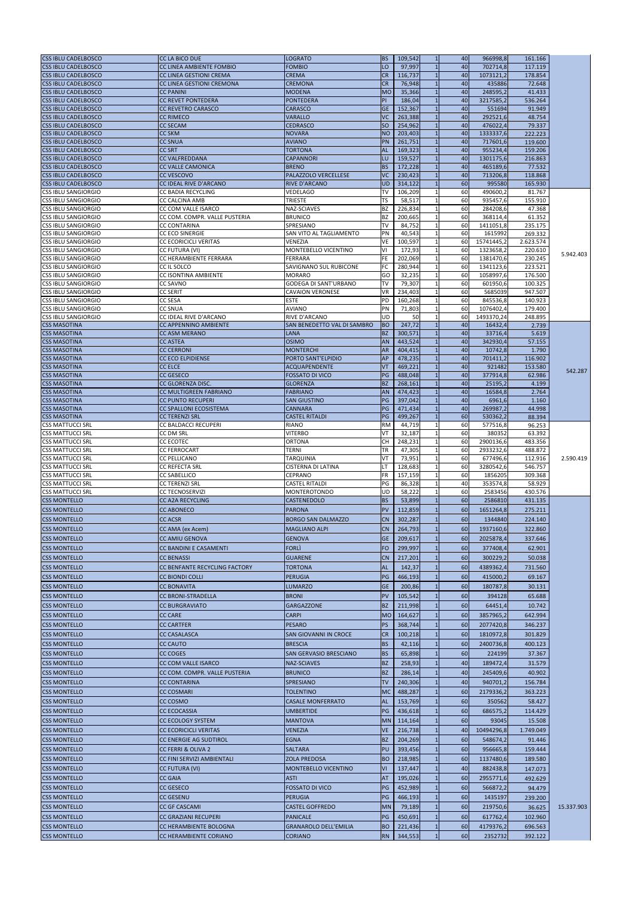| | | | | | | | | | |
|---|---|---|---|---|---|---|---|---|---|
| CSS IBLU CADELBOSCO | CC LA BICO DUE | LOGRATO | BS | 109,542 | 1 | 40 | 966998,8 | 161.166 | |
| CSS IBLU CADELBOSCO | CC LINEA AMBIENTE FOMBIO | FOMBIO | LO | 97,997 | 1 | 40 | 702714,8 | 117.119 | |
| CSS IBLU CADELBOSCO | CC LINEA GESTIONI CREMA | CREMA | CR | 116,737 | 1 | 40 | 1073121,2 | 178.854 | |
| CSS IBLU CADELBOSCO | CC LINEA GESTIONI CREMONA | CREMONA | CR | 76,948 | 1 | 40 | 435886 | 72.648 | |
| CSS IBLU CADELBOSCO | CC PANINI | MODENA | MO | 35,366 | 1 | 40 | 248595,2 | 41.433 | |
| CSS IBLU CADELBOSCO | CC REVET PONTEDERA | PONTEDERA | PI | 186,04 | 1 | 40 | 3217585,2 | 536.264 | |
| CSS IBLU CADELBOSCO | CC REVETRO CARASCO | CARASCO | GE | 152,367 | 1 | 40 | 551694 | 91.949 | |
| CSS IBLU CADELBOSCO | CC RIMECO | VARALLO | VC | 263,388 | 1 | 40 | 292521,6 | 48.754 | |
| CSS IBLU CADELBOSCO | CC SECAM | CEDRASCO | SO | 254,962 | 1 | 40 | 476022,4 | 79.337 | |
| CSS IBLU CADELBOSCO | CC SKM | NOVARA | NO | 203,403 | 1 | 40 | 1333337,6 | 222.223 | |
| CSS IBLU CADELBOSCO | CC SNUA | AVIANO | PN | 261,751 | 1 | 40 | 717601,6 | 119.600 | |
| CSS IBLU CADELBOSCO | CC SRT | TORTONA | AL | 169,323 | 1 | 40 | 955234,4 | 159.206 | |
| CSS IBLU CADELBOSCO | CC VALFREDDANA | CAPANNORI | LU | 159,527 | 1 | 40 | 1301175,6 | 216.863 | |
| CSS IBLU CADELBOSCO | CC VALLE CAMONICA | BRENO | BS | 172,228 | 1 | 40 | 465189,6 | 77.532 | |
| CSS IBLU CADELBOSCO | CC VESCOVO | PALAZZOLO VERCELLESE | VC | 230,423 | 1 | 40 | 713206,8 | 118.868 | |
| CSS IBLU CADELBOSCO | CC IDEAL RIVE D'ARCANO | RIVE D'ARCANO | UD | 314,122 | 1 | 60 | 995580 | 165.930 | |
| CSS IBLU SANGIORGIO | CC BADIA RECYCLING | VEDELAGO | TV | 106,209 | 1 | 60 | 490600,2 | 81.767 | |
| CSS IBLU SANGIORGIO | CC CALCINA AMB | TRIESTE | TS | 58,517 | 1 | 60 | 935457,6 | 155.910 | |
| CSS IBLU SANGIORGIO | CC COM VALLE ISARCO | NAZ-SCIAVES | BZ | 226,834 | 1 | 60 | 284208,6 | 47.368 | |
| CSS IBLU SANGIORGIO | CC COM. COMPR. VALLE PUSTERIA | BRUNICO | BZ | 200,665 | 1 | 60 | 368114,4 | 61.352 | |
| CSS IBLU SANGIORGIO | CC CONTARINA | SPRESIANO | TV | 84,752 | 1 | 60 | 1411051,8 | 235.175 | |
| CSS IBLU SANGIORGIO | CC ECO SINERGIE | SAN VITO AL TAGLIAMENTO | PN | 40,543 | 1 | 60 | 1615992 | 269.332 | |
| CSS IBLU SANGIORGIO | CC ECORICICLI VERITAS | VENEZIA | VE | 100,597 | 1 | 60 | 15741445,2 | 2.623.574 | |
| CSS IBLU SANGIORGIO | CC FUTURA (VI) | MONTEBELLO VICENTINO | VI | 172,93 | 1 | 60 | 1323658,2 | 220.610 | 5.942.403 |
| CSS IBLU SANGIORGIO | CC HERAMBIENTE FERRARA | FERRARA | FE | 202,069 | 1 | 60 | 1381470,6 | 230.245 | |
| CSS IBLU SANGIORGIO | CC IL SOLCO | SAVIGNANO SUL RUBICONE | FC | 280,944 | 1 | 60 | 1341123,6 | 223.521 | |
| CSS IBLU SANGIORGIO | CC ISONTINA AMBIENTE | MORARO | GO | 32,235 | 1 | 60 | 1058997,6 | 176.500 | |
| CSS IBLU SANGIORGIO | CC SAVNO | GODEGA DI SANT'URBANO | TV | 79,307 | 1 | 60 | 601950,6 | 100.325 | |
| CSS IBLU SANGIORGIO | CC SERIT | CAVAION VERONESE | VR | 234,403 | 1 | 60 | 5685039 | 947.507 | |
| CSS IBLU SANGIORGIO | CC SESA | ESTE | PD | 160,268 | 1 | 60 | 845536,8 | 140.923 | |
| CSS IBLU SANGIORGIO | CC SNUA | AVIANO | PN | 71,803 | 1 | 60 | 1076402,4 | 179.400 | |
| CSS IBLU SANGIORGIO | CC IDEAL RIVE D'ARCANO | RIVE D'ARCANO | UD | 50 | 1 | 60 | 1493370,24 | 248.895 | |
| CSS MASOTINA | CC APPENNINO AMBIENTE | SAN BENEDETTO VAL DI SAMBRO | BO | 247,72 | 1 | 40 | 16432,4 | 2.739 | |
| CSS MASOTINA | CC ASM MERANO | LANA | BZ | 300,571 | 1 | 40 | 33716,4 | 5.619 | |
| CSS MASOTINA | CC ASTEA | OSIMO | AN | 443,524 | 1 | 40 | 342930,4 | 57.155 | |
| CSS MASOTINA | CC CERRONI | MONTERCHI | AR | 404,415 | 1 | 40 | 10742,8 | 1.790 | |
| CSS MASOTINA | CC ECO ELPIDIENSE | PORTO SANT'ELPIDIO | AP | 478,235 | 1 | 40 | 701411,2 | 116.902 | |
| CSS MASOTINA | CC ELCE | ACQUAPENDENTE | VT | 469,221 | 1 | 40 | 921482 | 153.580 | 542.287 |
| CSS MASOTINA | CC GESECO | FOSSATO DI VICO | PG | 488,048 | 1 | 40 | 377914,8 | 62.986 | |
| CSS MASOTINA | CC GLORENZA DISC. | GLORENZA | BZ | 268,161 | 1 | 40 | 25195,2 | 4.199 | |
| CSS MASOTINA | CC MULTIGREEN FABRIANO | FABRIANO | AN | 474,423 | 1 | 40 | 16584,8 | 2.764 | |
| CSS MASOTINA | CC PUNTO RECUPERI | SAN GIUSTINO | PG | 397,042 | 1 | 40 | 6961,6 | 1.160 | |
| CSS MASOTINA | CC SPALLONI ECOSISTEMA | CANNARA | PG | 471,434 | 1 | 40 | 269987,2 | 44.998 | |
| CSS MASOTINA | CC TERENZI SRL | CASTEL RITALDI | PG | 499,267 | 1 | 60 | 530362,2 | 88.394 | |
| CSS MATTUCCI SRL | CC BALDACCI RECUPERI | RIANO | RM | 44,719 | 1 | 60 | 577516,8 | 96.253 | |
| CSS MATTUCCI SRL | CC DM SRL | VITERBO | VT | 32,187 | 1 | 60 | 380352 | 63.392 | |
| CSS MATTUCCI SRL | CC ECOTEC | ORTONA | CH | 248,231 | 1 | 60 | 2900136,6 | 483.356 | |
| CSS MATTUCCI SRL | CC FERROCART | TERNI | TR | 47,305 | 1 | 60 | 2933232,6 | 488.872 | |
| CSS MATTUCCI SRL | CC PELLICANO | TARQUINIA | VT | 73,951 | 1 | 60 | 677496,6 | 112.916 | 2.590.419 |
| CSS MATTUCCI SRL | CC REFECTA SRL | CISTERNA DI LATINA | LT | 128,683 | 1 | 60 | 3280542,6 | 546.757 | |
| CSS MATTUCCI SRL | CC SABELLICO | CEPRANO | FR | 157,159 | 1 | 60 | 1856205 | 309.368 | |
| CSS MATTUCCI SRL | CC TERENZI SRL | CASTEL RITALDI | PG | 86,328 | 1 | 40 | 353574,8 | 58.929 | |
| CSS MATTUCCI SRL | CC TECNOSERVIZI | MONTEROTONDO | UD | 58,222 | 1 | 60 | 2583456 | 430.576 | |
| CSS MONTELLO | CC A2A RECYCLING | CASTENEDOLO | BS | 53,899 | 1 | 60 | 2586810 | 431.135 | |
| CSS MONTELLO | CC ABONECO | PARONA | PV | 112,859 | 1 | 60 | 1651264,8 | 275.211 | |
| CSS MONTELLO | CC ACSR | BORGO SAN DALMAZZO | CN | 302,287 | 1 | 60 | 1344840 | 224.140 | |
| CSS MONTELLO | CC AMA (ex Acem) | MAGLIANO ALPI | CN | 264,793 | 1 | 60 | 1937160,6 | 322.860 | |
| CSS MONTELLO | CC AMIU GENOVA | GENOVA | GE | 209,617 | 1 | 60 | 2025878,4 | 337.646 | |
| CSS MONTELLO | CC BANDINI E CASAMENTI | FORLÌ | FO | 299,997 | 1 | 60 | 377408,4 | 62.901 | |
| CSS MONTELLO | CC BENASSI | GUARENE | CN | 217,201 | 1 | 60 | 300229,2 | 50.038 | |
| CSS MONTELLO | CC BENFANTE RECYCLING FACTORY | TORTONA | AL | 142,37 | 1 | 60 | 4389362,4 | 731.560 | |
| CSS MONTELLO | CC BIONDI COLLI | PERUGIA | PG | 466,193 | 1 | 60 | 415000,2 | 69.167 | |
| CSS MONTELLO | CC BONAVITA | LUMARZO | GE | 200,86 | 1 | 60 | 180787,8 | 30.131 | |
| CSS MONTELLO | CC BRONI-STRADELLA | BRONI | PV | 105,542 | 1 | 60 | 394128 | 65.688 | |
| CSS MONTELLO | CC BURGRAVIATO | GARGAZZONE | BZ | 211,998 | 1 | 60 | 64451,4 | 10.742 | |
| CSS MONTELLO | CC CARE | CARPI | MO | 164,627 | 1 | 60 | 3857965,2 | 642.994 | |
| CSS MONTELLO | CC CARTFER | PESARO | PS | 368,744 | 1 | 60 | 2077420,8 | 346.237 | |
| CSS MONTELLO | CC CASALASCA | SAN GIOVANNI IN CROCE | CR | 100,218 | 1 | 60 | 1810972,8 | 301.829 | |
| CSS MONTELLO | CC CAUTO | BRESCIA | BS | 42,116 | 1 | 60 | 2400736,8 | 400.123 | |
| CSS MONTELLO | CC COGES | SAN GERVASIO BRESCIANO | BS | 65,898 | 1 | 60 | 224199 | 37.367 | |
| CSS MONTELLO | CC COM VALLE ISARCO | NAZ-SCIAVES | BZ | 258,93 | 1 | 40 | 189472,4 | 31.579 | |
| CSS MONTELLO | CC COM. COMPR. VALLE PUSTERIA | BRUNICO | BZ | 286,14 | 1 | 40 | 245409,6 | 40.902 | |
| CSS MONTELLO | CC CONTARINA | SPRESIANO | TV | 240,306 | 1 | 40 | 940701,2 | 156.784 | |
| CSS MONTELLO | CC COSMARI | TOLENTINO | MC | 488,287 | 1 | 60 | 2179336,2 | 363.223 | |
| CSS MONTELLO | CC COSMO | CASALE MONFERRATO | AL | 153,769 | 1 | 60 | 350562 | 58.427 | |
| CSS MONTELLO | CC ECOCASSIA | UMBERTIDE | PG | 436,618 | 1 | 60 | 686575,2 | 114.429 | |
| CSS MONTELLO | CC ECOLOGY SYSTEM | MANTOVA | MN | 114,164 | 1 | 60 | 93045 | 15.508 | |
| CSS MONTELLO | CC ECORICICLI VERITAS | VENEZIA | VE | 216,738 | 1 | 40 | 10494296,8 | 1.749.049 | |
| CSS MONTELLO | CC ENERGIE AG SUDTIROL | EGNA | BZ | 204,269 | 1 | 60 | 548674,2 | 91.446 | |
| CSS MONTELLO | CC FERRI & OLIVA 2 | SALTARA | PU | 393,456 | 1 | 60 | 956665,8 | 159.444 | |
| CSS MONTELLO | CC FINI SERVIZI AMBIENTALI | ZOLA PREDOSA | BO | 218,985 | 1 | 60 | 1137480,6 | 189.580 | |
| CSS MONTELLO | CC FUTURA (VI) | MONTEBELLO VICENTINO | VI | 137,447 | 1 | 40 | 882438,8 | 147.073 | |
| CSS MONTELLO | CC GAIA | ASTI | AT | 195,026 | 1 | 60 | 2955771,6 | 492.629 | |
| CSS MONTELLO | CC GESECO | FOSSATO DI VICO | PG | 452,989 | 1 | 60 | 566872,2 | 94.479 | |
| CSS MONTELLO | CC GESENU | PERUGIA | PG | 466,193 | 1 | 60 | 1435197 | 239.200 | |
| CSS MONTELLO | CC GF CASCAMI | CASTEL GOFFREDO | MN | 79,189 | 1 | 60 | 219750,6 | 36.625 | 15.337.903 |
| CSS MONTELLO | CC GRAZIANI RECUPERI | PANICALE | PG | 450,691 | 1 | 60 | 617762,4 | 102.960 | |
| CSS MONTELLO | CC HERAMBIENTE BOLOGNA | GRANAROLO DELL'EMILIA | BO | 221,436 | 1 | 60 | 4179376,2 | 696.563 | |
| CSS MONTELLO | CC HERAMBIENTE CORIANO | CORIANO | RN | 344,553 | 1 | 60 | 2352732 | 392.122 | |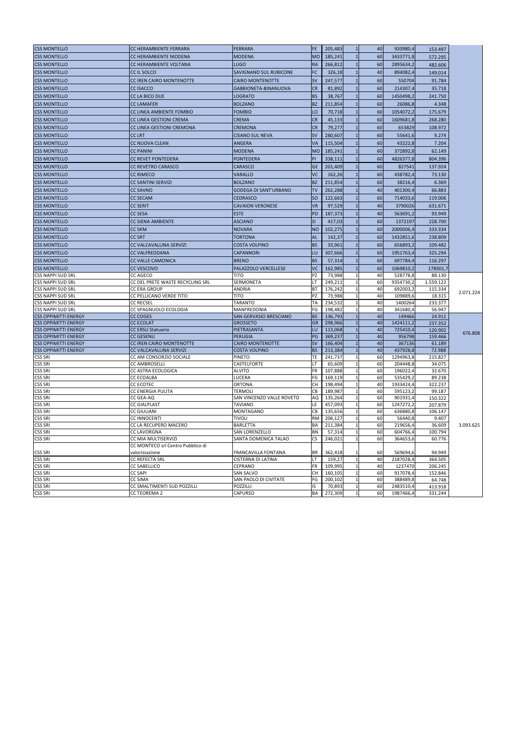| | | | | | | | | | |
|---|---|---|---|---|---|---|---|---|---|
| CSS MONTELLO | CC HERAMBIENTE FERRARA | FERRARA | FE | 205,483 | 1 | 40 | 920980,4 | 153.497 | |
| CSS MONTELLO | CC HERAMBIENTE MODENA | MODENA | MO | 185,241 | 1 | 60 | 3433771,8 | 572.295 | |
| CSS MONTELLO | CC HERAMBIENTE VOLTANA | LUGO | RA | 266,812 | 1 | 60 | 2895634,2 | 482.606 | |
| CSS MONTELLO | CC IL SOLCO | SAVIGNANO SUL RUBICONE | FC | 326,18 | 1 | 40 | 894082,4 | 149.014 | |
| CSS MONTELLO | CC IREN CAIRO MONTENOTTE | CAIRO MONTENOTTE | SV | 247,577 | 1 | 60 | 550704 | 91.784 | |
| CSS MONTELLO | CC ISACCO | GABBIONETA-BINANUOVA | CR | 81,892 | 1 | 60 | 214307,4 | 35.718 | |
| CSS MONTELLO | CC LA BICO DUE | LOGRATO | BS | 38,767 | 1 | 60 | 1450498,2 | 241.750 | |
| CSS MONTELLO | CC LAMAFER | BOLZANO | BZ | 211,854 | 1 | 60 | 26086,8 | 4.348 | |
| CSS MONTELLO | CC LINEA AMBIENTE FOMBIO | FOMBIO | LO | 70,718 | 1 | 60 | 1054072,2 | 175.679 | |
| CSS MONTELLO | CC LINEA GESTIONI CREMA | CREMA | CR | 45,133 | 1 | 60 | 1609681,8 | 268.280 | |
| CSS MONTELLO | CC LINEA GESTIONI CREMONA | CREMONA | CR | 79,277 | 1 | 60 | 653829 | 108.972 | |
| CSS MONTELLO | CC LRT | CISANO SUL NEVA | SV | 280,607 | 1 | 60 | 55641,6 | 9.274 | |
| CSS MONTELLO | CC NUOVA CLEAN | ANGERA | VA | 115,504 | 1 | 60 | 43222,8 | 7.204 | |
| CSS MONTELLO | CC PANINI | MODENA | MO | 185,241 | 1 | 60 | 372892,8 | 62.149 | |
| CSS MONTELLO | CC REVET PONTEDERA | PONTEDERA | PI | 338,111 | 1 | 60 | 4826377,8 | 804.396 | |
| CSS MONTELLO | CC REVETRO CARASCO | CARASCO | GE | 201,409 | 1 | 60 | 827541 | 137.924 | |
| CSS MONTELLO | CC RIMECO | VARALLO | VC | 162,26 | 1 | 60 | 438782,4 | 73.130 | |
| CSS MONTELLO | CC SANTINI SERVIZI | BOLZANO | BZ | 211,854 | 1 | 60 | 38216,4 | 6.369 | |
| CSS MONTELLO | CC SAVNO | GODEGA DI SANT'URBANO | TV | 262,288 | 1 | 40 | 401300,4 | 66.883 | |
| CSS MONTELLO | CC SECAM | CEDRASCO | SO | 122,663 | 1 | 60 | 714033,6 | 119.006 | |
| CSS MONTELLO | CC SERIT | CAVAION VERONESE | VR | 97,529 | 1 | 40 | 3790026 | 631.671 | |
| CSS MONTELLO | CC SESA | ESTE | PD | 187,373 | 1 | 40 | 563691,2 | 93.949 | |
| CSS MONTELLO | CC SIENA AMBIENTE | ASCIANO | SI | 417,03 | 1 | 60 | 1372197 | 228.700 | |
| CSS MONTELLO | CC SKM | NOVARA | NO | 102,275 | 1 | 60 | 2000006,4 | 333.334 | |
| CSS MONTELLO | CC SRT | TORTONA | AL | 142,37 | 1 | 60 | 1432851,6 | 238.809 | |
| CSS MONTELLO | CC VALCAVALLINA SERVIZI | COSTA VOLPINO | BS | 33,961 | 1 | 60 | 656893,2 | 109.482 | |
| CSS MONTELLO | CC VALFREDDANA | CAPANNORI | LU | 307,666 | 1 | 60 | 1951763,4 | 325.294 | |
| CSS MONTELLO | CC VALLE CAMONICA | BRENO | BS | 57,314 | 1 | 60 | 697784,4 | 116.297 | |
| CSS MONTELLO | CC VESCOVO | PALAZZOLO VERCELLESE | VC | 162,985 | 1 | 60 | 1069810,2 | 178301,7 | |
| CSS NAPPI SUD SRL | CC AGECO | TITO | PZ | 73,988 | 1 | 40 | 528778,8 | 88.130 | 2.071.224 |
| CSS NAPPI SUD SRL | CC DEL PRETE WASTE RECYCLING SRL | SERMONETA | LT | 249,211 | 1 | 60 | 9354730,2 | 1.559.122 | |
| CSS NAPPI SUD SRL | CC ERA GROUP | ANDRIA | BT | 176,242 | 1 | 40 | 692003,2 | 115.334 | |
| CSS NAPPI SUD SRL | CC PELLICANO VERDE TITO | TITO | PZ | 73,988 | 1 | 40 | 109889,6 | 18.315 | |
| CSS NAPPI SUD SRL | CC RECSEL | TARANTO | TA | 234,532 | 1 | 40 | 1400264 | 233.377 | |
| CSS NAPPI SUD SRL | CC SPAGNUOLO ECOLOGIA | MANFREDONIA | FG | 198,482 | 1 | 40 | 341680,4 | 56.947 | |
| CSS OPPIMITTI ENERGY | CC COGES | SAN GERVASIO BRESCIANO | BS | 136,793 | 1 | 40 | 149466 | 24.911 | 676.808 |
| CSS OPPIMITTI ENERGY | CC ECOLAT | GROSSETO | GR | 298,966 | 1 | 40 | 1424111,2 | 237.352 | |
| CSS OPPIMITTI ENERGY | CC ERSU Statuario | PIETRASANTA | LU | 113,068 | 1 | 40 | 725410,4 | 120.902 | |
| CSS OPPIMITTI ENERGY | CC GESENU | PERUGIA | PG | 369,237 | 1 | 40 | 956798 | 159.466 | |
| CSS OPPIMITTI ENERGY | CC IREN CAIRO MONTENOTTE | CAIRO MONTENOTTE | SV | 166,404 | 1 | 40 | 367136 | 61.189 | |
| CSS OPPIMITTI ENERGY | CC VALCAVALLINA SERVIZI | COSTA VOLPINO | BS | 213,384 | 1 | 40 | 437928,8 | 72.988 | |
| CSS SRI | CC AM CONSORZIO SOCIALE | PINETO | TE | 241,737 | 1 | 60 | 1294963,8 | 215.827 | 3.093.625 |
| CSS SRI | CC AMBROSELLI | CASTELFORTE | LT | 65,609 | 1 | 60 | 204448,8 | 34.075 | |
| CSS SRI | CC ASTRA ECOLOGICA | ALVITO | FR | 107,888 | 1 | 60 | 196022,4 | 32.670 | |
| CSS SRI | CC ECOALBA | LUCERA | FG | 169,119 | 1 | 60 | 535429,2 | 89.238 | |
| CSS SRI | CC ECOTEC | ORTONA | CH | 198,494 | 1 | 40 | 1933424,4 | 322.237 | |
| CSS SRI | CC ENERGIA PULITA | TERMOLI | CB | 189,987 | 1 | 60 | 595123,2 | 99.187 | |
| CSS SRI | CC GEA-AQ | SAN VINCENZO VALLE ROVETO | AQ | 135,264 | 1 | 60 | 901931,4 | 150.322 | |
| CSS SRI | CC GIALPLAST | TAVIANO | LE | 457,093 | 1 | 60 | 1247272,2 | 207.879 | |
| CSS SRI | CC GIULIANI | MONTAGANO | CB | 135,656 | 1 | 60 | 636880,8 | 106.147 | |
| CSS SRI | CC INNOCENTI | TIVOLI | RM | 206,127 | 1 | 60 | 56440,8 | 9.407 | |
| CSS SRI | CC LA RECUPERO MACERO | BARLETTA | BA | 211,384 | 1 | 60 | 219656,4 | 36.609 | |
| CSS SRI | CC LAVORGNA | SAN LORENZELLO | BN | 57,314 | 1 | 60 | 604766,4 | 100.794 | |
| CSS SRI | CC MIA MULTISERVIZI | SANTA DOMENICA TALAO | CS | 246,021 | 1 | 60 | 364653,6 | 60.776 | |
| CSS SRI | CC MONTECO srl Centro Pubblico di valorizzazione | FRANCAVILLA FONTANA | BR | 362,418 | 1 | 60 | 569694,6 | 94.949 | |
| CSS SRI | CC REFECTA SRL | CISTERNA DI LATINA | LT | 159,27 | 1 | 40 | 2187028,4 | 364.505 | |
| CSS SRI | CC SABELLICO | CEPRANO | FR | 109,995 | 1 | 40 | 1237470 | 206.245 | |
| CSS SRI | CC SAPI | SAN SALVO | CH | 160,105 | 1 | 60 | 917078,4 | 152.846 | |
| CSS SRI | CC SIMA | SAN PAOLO DI CIVITATE | FG | 200,102 | 1 | 60 | 388489,8 | 64.748 | |
| CSS SRI | CC SMALTIMENTI SUD POZZILLI | POZZILLI | IS | 70,893 | 1 | 60 | 2483510,4 | 413.918 | |
| CSS SRI | CC TEOREMA 2 | CAPURSO | BA | 272,309 | 1 | 60 | 1987466,4 | 331.244 | |